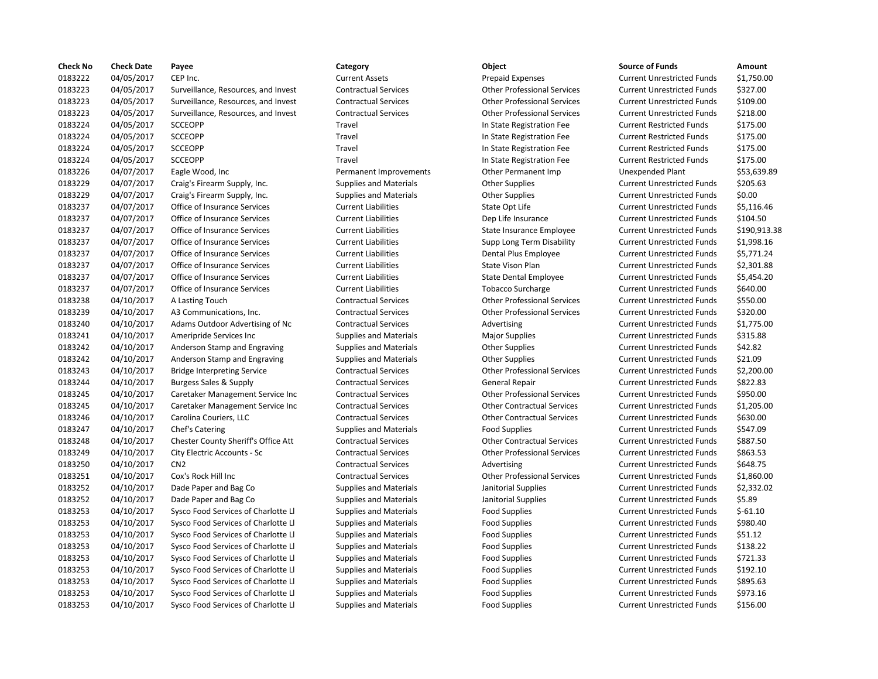| Check No | Check Date | Payee | Category | Object | Source of Funds | Amount |
|---|---|---|---|---|---|---|
| 0183222 | 04/05/2017 | CEP Inc. | Current Assets | Prepaid Expenses | Current Unrestricted Funds | $1,750.00 |
| 0183223 | 04/05/2017 | Surveillance, Resources, and Invest | Contractual Services | Other Professional Services | Current Unrestricted Funds | $327.00 |
| 0183223 | 04/05/2017 | Surveillance, Resources, and Invest | Contractual Services | Other Professional Services | Current Unrestricted Funds | $109.00 |
| 0183223 | 04/05/2017 | Surveillance, Resources, and Invest | Contractual Services | Other Professional Services | Current Unrestricted Funds | $218.00 |
| 0183224 | 04/05/2017 | SCCEOPP | Travel | In State Registration Fee | Current Restricted Funds | $175.00 |
| 0183224 | 04/05/2017 | SCCEOPP | Travel | In State Registration Fee | Current Restricted Funds | $175.00 |
| 0183224 | 04/05/2017 | SCCEOPP | Travel | In State Registration Fee | Current Restricted Funds | $175.00 |
| 0183224 | 04/05/2017 | SCCEOPP | Travel | In State Registration Fee | Current Restricted Funds | $175.00 |
| 0183226 | 04/07/2017 | Eagle Wood, Inc | Permanent Improvements | Other Permanent Imp | Unexpended Plant | $53,639.89 |
| 0183229 | 04/07/2017 | Craig's Firearm Supply, Inc. | Supplies and Materials | Other Supplies | Current Unrestricted Funds | $205.63 |
| 0183229 | 04/07/2017 | Craig's Firearm Supply, Inc. | Supplies and Materials | Other Supplies | Current Unrestricted Funds | $0.00 |
| 0183237 | 04/07/2017 | Office of Insurance Services | Current Liabilities | State Opt Life | Current Unrestricted Funds | $5,116.46 |
| 0183237 | 04/07/2017 | Office of Insurance Services | Current Liabilities | Dep Life Insurance | Current Unrestricted Funds | $104.50 |
| 0183237 | 04/07/2017 | Office of Insurance Services | Current Liabilities | State Insurance Employee | Current Unrestricted Funds | $190,913.38 |
| 0183237 | 04/07/2017 | Office of Insurance Services | Current Liabilities | Supp Long Term Disability | Current Unrestricted Funds | $1,998.16 |
| 0183237 | 04/07/2017 | Office of Insurance Services | Current Liabilities | Dental Plus Employee | Current Unrestricted Funds | $5,771.24 |
| 0183237 | 04/07/2017 | Office of Insurance Services | Current Liabilities | State Vison Plan | Current Unrestricted Funds | $2,301.88 |
| 0183237 | 04/07/2017 | Office of Insurance Services | Current Liabilities | State Dental Employee | Current Unrestricted Funds | $5,454.20 |
| 0183237 | 04/07/2017 | Office of Insurance Services | Current Liabilities | Tobacco Surcharge | Current Unrestricted Funds | $640.00 |
| 0183238 | 04/10/2017 | A Lasting Touch | Contractual Services | Other Professional Services | Current Unrestricted Funds | $550.00 |
| 0183239 | 04/10/2017 | A3 Communications, Inc. | Contractual Services | Other Professional Services | Current Unrestricted Funds | $320.00 |
| 0183240 | 04/10/2017 | Adams Outdoor Advertising of Nc | Contractual Services | Advertising | Current Unrestricted Funds | $1,775.00 |
| 0183241 | 04/10/2017 | Ameripride Services Inc | Supplies and Materials | Major Supplies | Current Unrestricted Funds | $315.88 |
| 0183242 | 04/10/2017 | Anderson Stamp and Engraving | Supplies and Materials | Other Supplies | Current Unrestricted Funds | $42.82 |
| 0183242 | 04/10/2017 | Anderson Stamp and Engraving | Supplies and Materials | Other Supplies | Current Unrestricted Funds | $21.09 |
| 0183243 | 04/10/2017 | Bridge Interpreting Service | Contractual Services | Other Professional Services | Current Unrestricted Funds | $2,200.00 |
| 0183244 | 04/10/2017 | Burgess Sales & Supply | Contractual Services | General Repair | Current Unrestricted Funds | $822.83 |
| 0183245 | 04/10/2017 | Caretaker Management Service Inc | Contractual Services | Other Professional Services | Current Unrestricted Funds | $950.00 |
| 0183245 | 04/10/2017 | Caretaker Management Service Inc | Contractual Services | Other Contractual Services | Current Unrestricted Funds | $1,205.00 |
| 0183246 | 04/10/2017 | Carolina Couriers, LLC | Contractual Services | Other Contractual Services | Current Unrestricted Funds | $630.00 |
| 0183247 | 04/10/2017 | Chef's Catering | Supplies and Materials | Food Supplies | Current Unrestricted Funds | $547.09 |
| 0183248 | 04/10/2017 | Chester County Sheriff's Office Att | Contractual Services | Other Contractual Services | Current Unrestricted Funds | $887.50 |
| 0183249 | 04/10/2017 | City Electric Accounts - Sc | Contractual Services | Other Professional Services | Current Unrestricted Funds | $863.53 |
| 0183250 | 04/10/2017 | CN2 | Contractual Services | Advertising | Current Unrestricted Funds | $648.75 |
| 0183251 | 04/10/2017 | Cox's Rock Hill Inc | Contractual Services | Other Professional Services | Current Unrestricted Funds | $1,860.00 |
| 0183252 | 04/10/2017 | Dade Paper and Bag Co | Supplies and Materials | Janitorial Supplies | Current Unrestricted Funds | $2,332.02 |
| 0183252 | 04/10/2017 | Dade Paper and Bag Co | Supplies and Materials | Janitorial Supplies | Current Unrestricted Funds | $5.89 |
| 0183253 | 04/10/2017 | Sysco Food Services of Charlotte Ll | Supplies and Materials | Food Supplies | Current Unrestricted Funds | $-61.10 |
| 0183253 | 04/10/2017 | Sysco Food Services of Charlotte Ll | Supplies and Materials | Food Supplies | Current Unrestricted Funds | $980.40 |
| 0183253 | 04/10/2017 | Sysco Food Services of Charlotte Ll | Supplies and Materials | Food Supplies | Current Unrestricted Funds | $51.12 |
| 0183253 | 04/10/2017 | Sysco Food Services of Charlotte Ll | Supplies and Materials | Food Supplies | Current Unrestricted Funds | $138.22 |
| 0183253 | 04/10/2017 | Sysco Food Services of Charlotte Ll | Supplies and Materials | Food Supplies | Current Unrestricted Funds | $721.33 |
| 0183253 | 04/10/2017 | Sysco Food Services of Charlotte Ll | Supplies and Materials | Food Supplies | Current Unrestricted Funds | $192.10 |
| 0183253 | 04/10/2017 | Sysco Food Services of Charlotte Ll | Supplies and Materials | Food Supplies | Current Unrestricted Funds | $895.63 |
| 0183253 | 04/10/2017 | Sysco Food Services of Charlotte Ll | Supplies and Materials | Food Supplies | Current Unrestricted Funds | $973.16 |
| 0183253 | 04/10/2017 | Sysco Food Services of Charlotte Ll | Supplies and Materials | Food Supplies | Current Unrestricted Funds | $156.00 |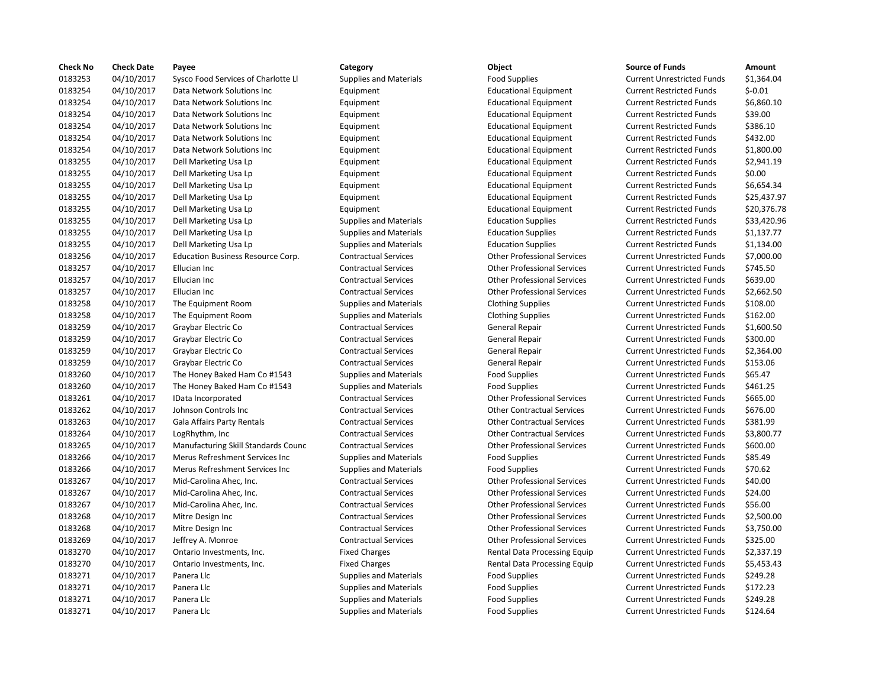| Check No | Check Date | Payee | Category | Object | Source of Funds | Amount |
|---|---|---|---|---|---|---|
| 0183253 | 04/10/2017 | Sysco Food Services of Charlotte Ll | Supplies and Materials | Food Supplies | Current Unrestricted Funds | $1,364.04 |
| 0183254 | 04/10/2017 | Data Network Solutions Inc | Equipment | Educational Equipment | Current Restricted Funds | $-0.01 |
| 0183254 | 04/10/2017 | Data Network Solutions Inc | Equipment | Educational Equipment | Current Restricted Funds | $6,860.10 |
| 0183254 | 04/10/2017 | Data Network Solutions Inc | Equipment | Educational Equipment | Current Restricted Funds | $39.00 |
| 0183254 | 04/10/2017 | Data Network Solutions Inc | Equipment | Educational Equipment | Current Restricted Funds | $386.10 |
| 0183254 | 04/10/2017 | Data Network Solutions Inc | Equipment | Educational Equipment | Current Restricted Funds | $432.00 |
| 0183254 | 04/10/2017 | Data Network Solutions Inc | Equipment | Educational Equipment | Current Restricted Funds | $1,800.00 |
| 0183255 | 04/10/2017 | Dell Marketing Usa Lp | Equipment | Educational Equipment | Current Restricted Funds | $2,941.19 |
| 0183255 | 04/10/2017 | Dell Marketing Usa Lp | Equipment | Educational Equipment | Current Restricted Funds | $0.00 |
| 0183255 | 04/10/2017 | Dell Marketing Usa Lp | Equipment | Educational Equipment | Current Restricted Funds | $6,654.34 |
| 0183255 | 04/10/2017 | Dell Marketing Usa Lp | Equipment | Educational Equipment | Current Restricted Funds | $25,437.97 |
| 0183255 | 04/10/2017 | Dell Marketing Usa Lp | Equipment | Educational Equipment | Current Restricted Funds | $20,376.78 |
| 0183255 | 04/10/2017 | Dell Marketing Usa Lp | Supplies and Materials | Education Supplies | Current Restricted Funds | $33,420.96 |
| 0183255 | 04/10/2017 | Dell Marketing Usa Lp | Supplies and Materials | Education Supplies | Current Restricted Funds | $1,137.77 |
| 0183255 | 04/10/2017 | Dell Marketing Usa Lp | Supplies and Materials | Education Supplies | Current Restricted Funds | $1,134.00 |
| 0183256 | 04/10/2017 | Education Business Resource Corp. | Contractual Services | Other Professional Services | Current Unrestricted Funds | $7,000.00 |
| 0183257 | 04/10/2017 | Ellucian Inc | Contractual Services | Other Professional Services | Current Unrestricted Funds | $745.50 |
| 0183257 | 04/10/2017 | Ellucian Inc | Contractual Services | Other Professional Services | Current Unrestricted Funds | $639.00 |
| 0183257 | 04/10/2017 | Ellucian Inc | Contractual Services | Other Professional Services | Current Unrestricted Funds | $2,662.50 |
| 0183258 | 04/10/2017 | The Equipment Room | Supplies and Materials | Clothing Supplies | Current Unrestricted Funds | $108.00 |
| 0183258 | 04/10/2017 | The Equipment Room | Supplies and Materials | Clothing Supplies | Current Unrestricted Funds | $162.00 |
| 0183259 | 04/10/2017 | Graybar Electric Co | Contractual Services | General Repair | Current Unrestricted Funds | $1,600.50 |
| 0183259 | 04/10/2017 | Graybar Electric Co | Contractual Services | General Repair | Current Unrestricted Funds | $300.00 |
| 0183259 | 04/10/2017 | Graybar Electric Co | Contractual Services | General Repair | Current Unrestricted Funds | $2,364.00 |
| 0183259 | 04/10/2017 | Graybar Electric Co | Contractual Services | General Repair | Current Unrestricted Funds | $153.06 |
| 0183260 | 04/10/2017 | The Honey Baked Ham Co #1543 | Supplies and Materials | Food Supplies | Current Unrestricted Funds | $65.47 |
| 0183260 | 04/10/2017 | The Honey Baked Ham Co #1543 | Supplies and Materials | Food Supplies | Current Unrestricted Funds | $461.25 |
| 0183261 | 04/10/2017 | IData Incorporated | Contractual Services | Other Professional Services | Current Unrestricted Funds | $665.00 |
| 0183262 | 04/10/2017 | Johnson Controls Inc | Contractual Services | Other Contractual Services | Current Unrestricted Funds | $676.00 |
| 0183263 | 04/10/2017 | Gala Affairs Party Rentals | Contractual Services | Other Contractual Services | Current Unrestricted Funds | $381.99 |
| 0183264 | 04/10/2017 | LogRhythm, Inc | Contractual Services | Other Contractual Services | Current Unrestricted Funds | $3,800.77 |
| 0183265 | 04/10/2017 | Manufacturing Skill Standards Counc | Contractual Services | Other Professional Services | Current Unrestricted Funds | $600.00 |
| 0183266 | 04/10/2017 | Merus Refreshment Services Inc | Supplies and Materials | Food Supplies | Current Unrestricted Funds | $85.49 |
| 0183266 | 04/10/2017 | Merus Refreshment Services Inc | Supplies and Materials | Food Supplies | Current Unrestricted Funds | $70.62 |
| 0183267 | 04/10/2017 | Mid-Carolina Ahec, Inc. | Contractual Services | Other Professional Services | Current Unrestricted Funds | $40.00 |
| 0183267 | 04/10/2017 | Mid-Carolina Ahec, Inc. | Contractual Services | Other Professional Services | Current Unrestricted Funds | $24.00 |
| 0183267 | 04/10/2017 | Mid-Carolina Ahec, Inc. | Contractual Services | Other Professional Services | Current Unrestricted Funds | $56.00 |
| 0183268 | 04/10/2017 | Mitre Design Inc | Contractual Services | Other Professional Services | Current Unrestricted Funds | $2,500.00 |
| 0183268 | 04/10/2017 | Mitre Design Inc | Contractual Services | Other Professional Services | Current Unrestricted Funds | $3,750.00 |
| 0183269 | 04/10/2017 | Jeffrey A. Monroe | Contractual Services | Other Professional Services | Current Unrestricted Funds | $325.00 |
| 0183270 | 04/10/2017 | Ontario Investments, Inc. | Fixed Charges | Rental Data Processing Equip | Current Unrestricted Funds | $2,337.19 |
| 0183270 | 04/10/2017 | Ontario Investments, Inc. | Fixed Charges | Rental Data Processing Equip | Current Unrestricted Funds | $5,453.43 |
| 0183271 | 04/10/2017 | Panera Llc | Supplies and Materials | Food Supplies | Current Unrestricted Funds | $249.28 |
| 0183271 | 04/10/2017 | Panera Llc | Supplies and Materials | Food Supplies | Current Unrestricted Funds | $172.23 |
| 0183271 | 04/10/2017 | Panera Llc | Supplies and Materials | Food Supplies | Current Unrestricted Funds | $249.28 |
| 0183271 | 04/10/2017 | Panera Llc | Supplies and Materials | Food Supplies | Current Unrestricted Funds | $124.64 |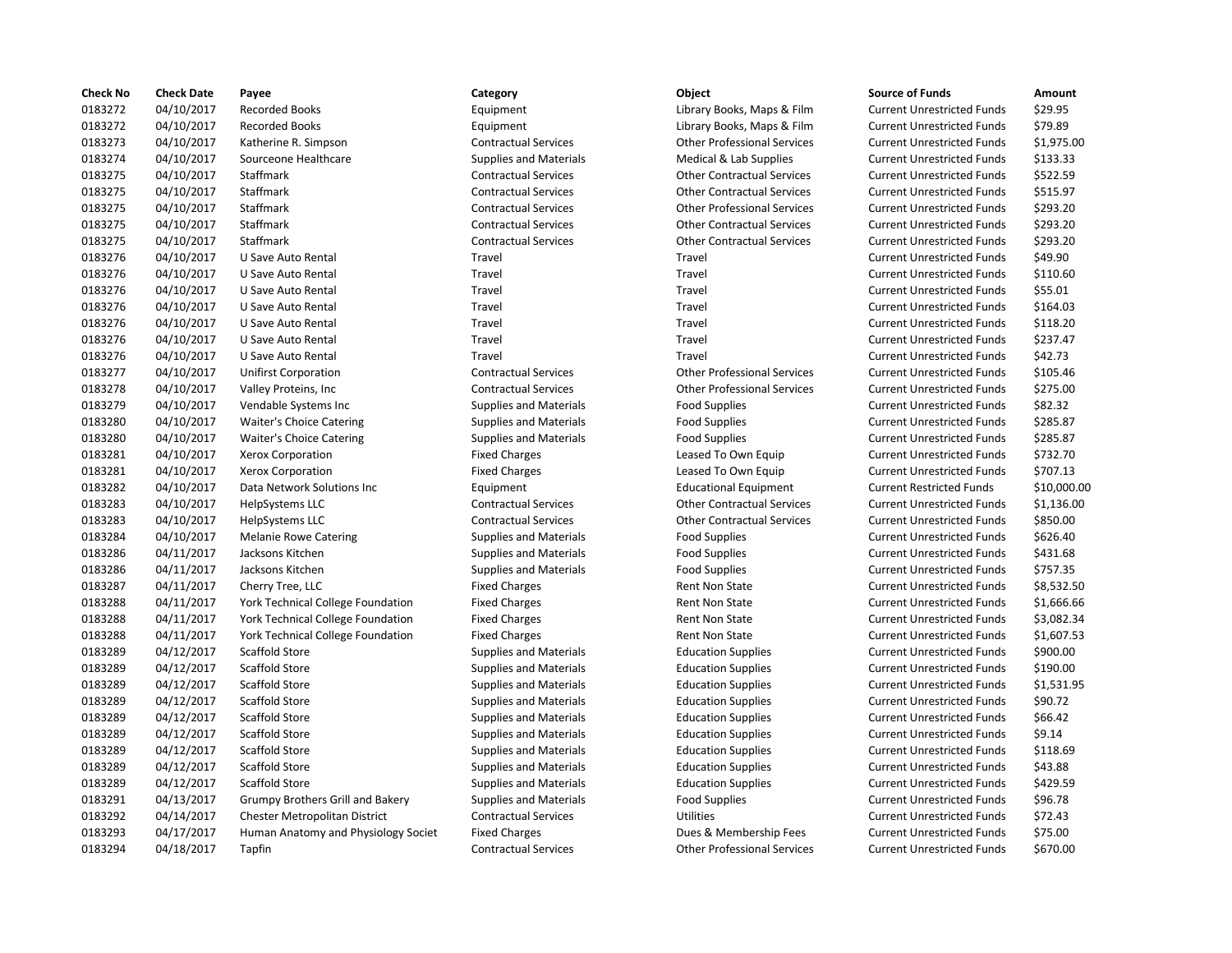| Check No | Check Date | Payee | Category | Object | Source of Funds | Amount |
|---|---|---|---|---|---|---|
| 0183272 | 04/10/2017 | Recorded Books | Equipment | Library Books, Maps & Film | Current Unrestricted Funds | $29.95 |
| 0183272 | 04/10/2017 | Recorded Books | Equipment | Library Books, Maps & Film | Current Unrestricted Funds | $79.89 |
| 0183273 | 04/10/2017 | Katherine R. Simpson | Contractual Services | Other Professional Services | Current Unrestricted Funds | $1,975.00 |
| 0183274 | 04/10/2017 | Sourceone Healthcare | Supplies and Materials | Medical & Lab Supplies | Current Unrestricted Funds | $133.33 |
| 0183275 | 04/10/2017 | Staffmark | Contractual Services | Other Contractual Services | Current Unrestricted Funds | $522.59 |
| 0183275 | 04/10/2017 | Staffmark | Contractual Services | Other Contractual Services | Current Unrestricted Funds | $515.97 |
| 0183275 | 04/10/2017 | Staffmark | Contractual Services | Other Professional Services | Current Unrestricted Funds | $293.20 |
| 0183275 | 04/10/2017 | Staffmark | Contractual Services | Other Contractual Services | Current Unrestricted Funds | $293.20 |
| 0183275 | 04/10/2017 | Staffmark | Contractual Services | Other Contractual Services | Current Unrestricted Funds | $293.20 |
| 0183276 | 04/10/2017 | U Save Auto Rental | Travel | Travel | Current Unrestricted Funds | $49.90 |
| 0183276 | 04/10/2017 | U Save Auto Rental | Travel | Travel | Current Unrestricted Funds | $110.60 |
| 0183276 | 04/10/2017 | U Save Auto Rental | Travel | Travel | Current Unrestricted Funds | $55.01 |
| 0183276 | 04/10/2017 | U Save Auto Rental | Travel | Travel | Current Unrestricted Funds | $164.03 |
| 0183276 | 04/10/2017 | U Save Auto Rental | Travel | Travel | Current Unrestricted Funds | $118.20 |
| 0183276 | 04/10/2017 | U Save Auto Rental | Travel | Travel | Current Unrestricted Funds | $237.47 |
| 0183276 | 04/10/2017 | U Save Auto Rental | Travel | Travel | Current Unrestricted Funds | $42.73 |
| 0183277 | 04/10/2017 | Unifirst Corporation | Contractual Services | Other Professional Services | Current Unrestricted Funds | $105.46 |
| 0183278 | 04/10/2017 | Valley Proteins, Inc | Contractual Services | Other Professional Services | Current Unrestricted Funds | $275.00 |
| 0183279 | 04/10/2017 | Vendable Systems Inc | Supplies and Materials | Food Supplies | Current Unrestricted Funds | $82.32 |
| 0183280 | 04/10/2017 | Waiter's Choice Catering | Supplies and Materials | Food Supplies | Current Unrestricted Funds | $285.87 |
| 0183280 | 04/10/2017 | Waiter's Choice Catering | Supplies and Materials | Food Supplies | Current Unrestricted Funds | $285.87 |
| 0183281 | 04/10/2017 | Xerox Corporation | Fixed Charges | Leased To Own Equip | Current Unrestricted Funds | $732.70 |
| 0183281 | 04/10/2017 | Xerox Corporation | Fixed Charges | Leased To Own Equip | Current Unrestricted Funds | $707.13 |
| 0183282 | 04/10/2017 | Data Network Solutions Inc | Equipment | Educational Equipment | Current Restricted Funds | $10,000.00 |
| 0183283 | 04/10/2017 | HelpSystems LLC | Contractual Services | Other Contractual Services | Current Unrestricted Funds | $1,136.00 |
| 0183283 | 04/10/2017 | HelpSystems LLC | Contractual Services | Other Contractual Services | Current Unrestricted Funds | $850.00 |
| 0183284 | 04/10/2017 | Melanie Rowe Catering | Supplies and Materials | Food Supplies | Current Unrestricted Funds | $626.40 |
| 0183286 | 04/11/2017 | Jacksons Kitchen | Supplies and Materials | Food Supplies | Current Unrestricted Funds | $431.68 |
| 0183286 | 04/11/2017 | Jacksons Kitchen | Supplies and Materials | Food Supplies | Current Unrestricted Funds | $757.35 |
| 0183287 | 04/11/2017 | Cherry Tree, LLC | Fixed Charges | Rent Non State | Current Unrestricted Funds | $8,532.50 |
| 0183288 | 04/11/2017 | York Technical College Foundation | Fixed Charges | Rent Non State | Current Unrestricted Funds | $1,666.66 |
| 0183288 | 04/11/2017 | York Technical College Foundation | Fixed Charges | Rent Non State | Current Unrestricted Funds | $3,082.34 |
| 0183288 | 04/11/2017 | York Technical College Foundation | Fixed Charges | Rent Non State | Current Unrestricted Funds | $1,607.53 |
| 0183289 | 04/12/2017 | Scaffold Store | Supplies and Materials | Education Supplies | Current Unrestricted Funds | $900.00 |
| 0183289 | 04/12/2017 | Scaffold Store | Supplies and Materials | Education Supplies | Current Unrestricted Funds | $190.00 |
| 0183289 | 04/12/2017 | Scaffold Store | Supplies and Materials | Education Supplies | Current Unrestricted Funds | $1,531.95 |
| 0183289 | 04/12/2017 | Scaffold Store | Supplies and Materials | Education Supplies | Current Unrestricted Funds | $90.72 |
| 0183289 | 04/12/2017 | Scaffold Store | Supplies and Materials | Education Supplies | Current Unrestricted Funds | $66.42 |
| 0183289 | 04/12/2017 | Scaffold Store | Supplies and Materials | Education Supplies | Current Unrestricted Funds | $9.14 |
| 0183289 | 04/12/2017 | Scaffold Store | Supplies and Materials | Education Supplies | Current Unrestricted Funds | $118.69 |
| 0183289 | 04/12/2017 | Scaffold Store | Supplies and Materials | Education Supplies | Current Unrestricted Funds | $43.88 |
| 0183289 | 04/12/2017 | Scaffold Store | Supplies and Materials | Education Supplies | Current Unrestricted Funds | $429.59 |
| 0183291 | 04/13/2017 | Grumpy Brothers Grill and Bakery | Supplies and Materials | Food Supplies | Current Unrestricted Funds | $96.78 |
| 0183292 | 04/14/2017 | Chester Metropolitan District | Contractual Services | Utilities | Current Unrestricted Funds | $72.43 |
| 0183293 | 04/17/2017 | Human Anatomy and Physiology Societ | Fixed Charges | Dues & Membership Fees | Current Unrestricted Funds | $75.00 |
| 0183294 | 04/18/2017 | Tapfin | Contractual Services | Other Professional Services | Current Unrestricted Funds | $670.00 |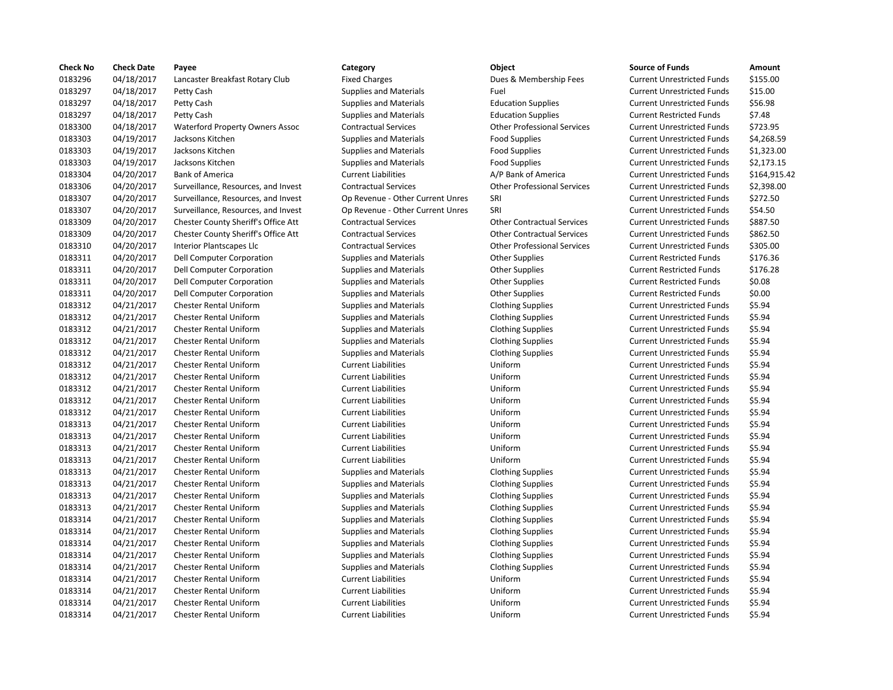| Check No | Check Date | Payee | Category | Object | Source of Funds | Amount |
|---|---|---|---|---|---|---|
| 0183296 | 04/18/2017 | Lancaster Breakfast Rotary Club | Fixed Charges | Dues & Membership Fees | Current Unrestricted Funds | $155.00 |
| 0183297 | 04/18/2017 | Petty Cash | Supplies and Materials | Fuel | Current Unrestricted Funds | $15.00 |
| 0183297 | 04/18/2017 | Petty Cash | Supplies and Materials | Education Supplies | Current Unrestricted Funds | $56.98 |
| 0183297 | 04/18/2017 | Petty Cash | Supplies and Materials | Education Supplies | Current Restricted Funds | $7.48 |
| 0183300 | 04/18/2017 | Waterford Property Owners Assoc | Contractual Services | Other Professional Services | Current Unrestricted Funds | $723.95 |
| 0183303 | 04/19/2017 | Jacksons Kitchen | Supplies and Materials | Food Supplies | Current Unrestricted Funds | $4,268.59 |
| 0183303 | 04/19/2017 | Jacksons Kitchen | Supplies and Materials | Food Supplies | Current Unrestricted Funds | $1,323.00 |
| 0183303 | 04/19/2017 | Jacksons Kitchen | Supplies and Materials | Food Supplies | Current Unrestricted Funds | $2,173.15 |
| 0183304 | 04/20/2017 | Bank of America | Current Liabilities | A/P Bank of America | Current Unrestricted Funds | $164,915.42 |
| 0183306 | 04/20/2017 | Surveillance, Resources, and Invest | Contractual Services | Other Professional Services | Current Unrestricted Funds | $2,398.00 |
| 0183307 | 04/20/2017 | Surveillance, Resources, and Invest | Op Revenue - Other Current Unres | SRI | Current Unrestricted Funds | $272.50 |
| 0183307 | 04/20/2017 | Surveillance, Resources, and Invest | Op Revenue - Other Current Unres | SRI | Current Unrestricted Funds | $54.50 |
| 0183309 | 04/20/2017 | Chester County Sheriff's Office Att | Contractual Services | Other Contractual Services | Current Unrestricted Funds | $887.50 |
| 0183309 | 04/20/2017 | Chester County Sheriff's Office Att | Contractual Services | Other Contractual Services | Current Unrestricted Funds | $862.50 |
| 0183310 | 04/20/2017 | Interior Plantscapes Llc | Contractual Services | Other Professional Services | Current Unrestricted Funds | $305.00 |
| 0183311 | 04/20/2017 | Dell Computer Corporation | Supplies and Materials | Other Supplies | Current Restricted Funds | $176.36 |
| 0183311 | 04/20/2017 | Dell Computer Corporation | Supplies and Materials | Other Supplies | Current Restricted Funds | $176.28 |
| 0183311 | 04/20/2017 | Dell Computer Corporation | Supplies and Materials | Other Supplies | Current Restricted Funds | $0.08 |
| 0183311 | 04/20/2017 | Dell Computer Corporation | Supplies and Materials | Other Supplies | Current Restricted Funds | $0.00 |
| 0183312 | 04/21/2017 | Chester Rental Uniform | Supplies and Materials | Clothing Supplies | Current Unrestricted Funds | $5.94 |
| 0183312 | 04/21/2017 | Chester Rental Uniform | Supplies and Materials | Clothing Supplies | Current Unrestricted Funds | $5.94 |
| 0183312 | 04/21/2017 | Chester Rental Uniform | Supplies and Materials | Clothing Supplies | Current Unrestricted Funds | $5.94 |
| 0183312 | 04/21/2017 | Chester Rental Uniform | Supplies and Materials | Clothing Supplies | Current Unrestricted Funds | $5.94 |
| 0183312 | 04/21/2017 | Chester Rental Uniform | Supplies and Materials | Clothing Supplies | Current Unrestricted Funds | $5.94 |
| 0183312 | 04/21/2017 | Chester Rental Uniform | Current Liabilities | Uniform | Current Unrestricted Funds | $5.94 |
| 0183312 | 04/21/2017 | Chester Rental Uniform | Current Liabilities | Uniform | Current Unrestricted Funds | $5.94 |
| 0183312 | 04/21/2017 | Chester Rental Uniform | Current Liabilities | Uniform | Current Unrestricted Funds | $5.94 |
| 0183312 | 04/21/2017 | Chester Rental Uniform | Current Liabilities | Uniform | Current Unrestricted Funds | $5.94 |
| 0183312 | 04/21/2017 | Chester Rental Uniform | Current Liabilities | Uniform | Current Unrestricted Funds | $5.94 |
| 0183313 | 04/21/2017 | Chester Rental Uniform | Current Liabilities | Uniform | Current Unrestricted Funds | $5.94 |
| 0183313 | 04/21/2017 | Chester Rental Uniform | Current Liabilities | Uniform | Current Unrestricted Funds | $5.94 |
| 0183313 | 04/21/2017 | Chester Rental Uniform | Current Liabilities | Uniform | Current Unrestricted Funds | $5.94 |
| 0183313 | 04/21/2017 | Chester Rental Uniform | Current Liabilities | Uniform | Current Unrestricted Funds | $5.94 |
| 0183313 | 04/21/2017 | Chester Rental Uniform | Supplies and Materials | Clothing Supplies | Current Unrestricted Funds | $5.94 |
| 0183313 | 04/21/2017 | Chester Rental Uniform | Supplies and Materials | Clothing Supplies | Current Unrestricted Funds | $5.94 |
| 0183313 | 04/21/2017 | Chester Rental Uniform | Supplies and Materials | Clothing Supplies | Current Unrestricted Funds | $5.94 |
| 0183313 | 04/21/2017 | Chester Rental Uniform | Supplies and Materials | Clothing Supplies | Current Unrestricted Funds | $5.94 |
| 0183314 | 04/21/2017 | Chester Rental Uniform | Supplies and Materials | Clothing Supplies | Current Unrestricted Funds | $5.94 |
| 0183314 | 04/21/2017 | Chester Rental Uniform | Supplies and Materials | Clothing Supplies | Current Unrestricted Funds | $5.94 |
| 0183314 | 04/21/2017 | Chester Rental Uniform | Supplies and Materials | Clothing Supplies | Current Unrestricted Funds | $5.94 |
| 0183314 | 04/21/2017 | Chester Rental Uniform | Supplies and Materials | Clothing Supplies | Current Unrestricted Funds | $5.94 |
| 0183314 | 04/21/2017 | Chester Rental Uniform | Supplies and Materials | Clothing Supplies | Current Unrestricted Funds | $5.94 |
| 0183314 | 04/21/2017 | Chester Rental Uniform | Current Liabilities | Uniform | Current Unrestricted Funds | $5.94 |
| 0183314 | 04/21/2017 | Chester Rental Uniform | Current Liabilities | Uniform | Current Unrestricted Funds | $5.94 |
| 0183314 | 04/21/2017 | Chester Rental Uniform | Current Liabilities | Uniform | Current Unrestricted Funds | $5.94 |
| 0183314 | 04/21/2017 | Chester Rental Uniform | Current Liabilities | Uniform | Current Unrestricted Funds | $5.94 |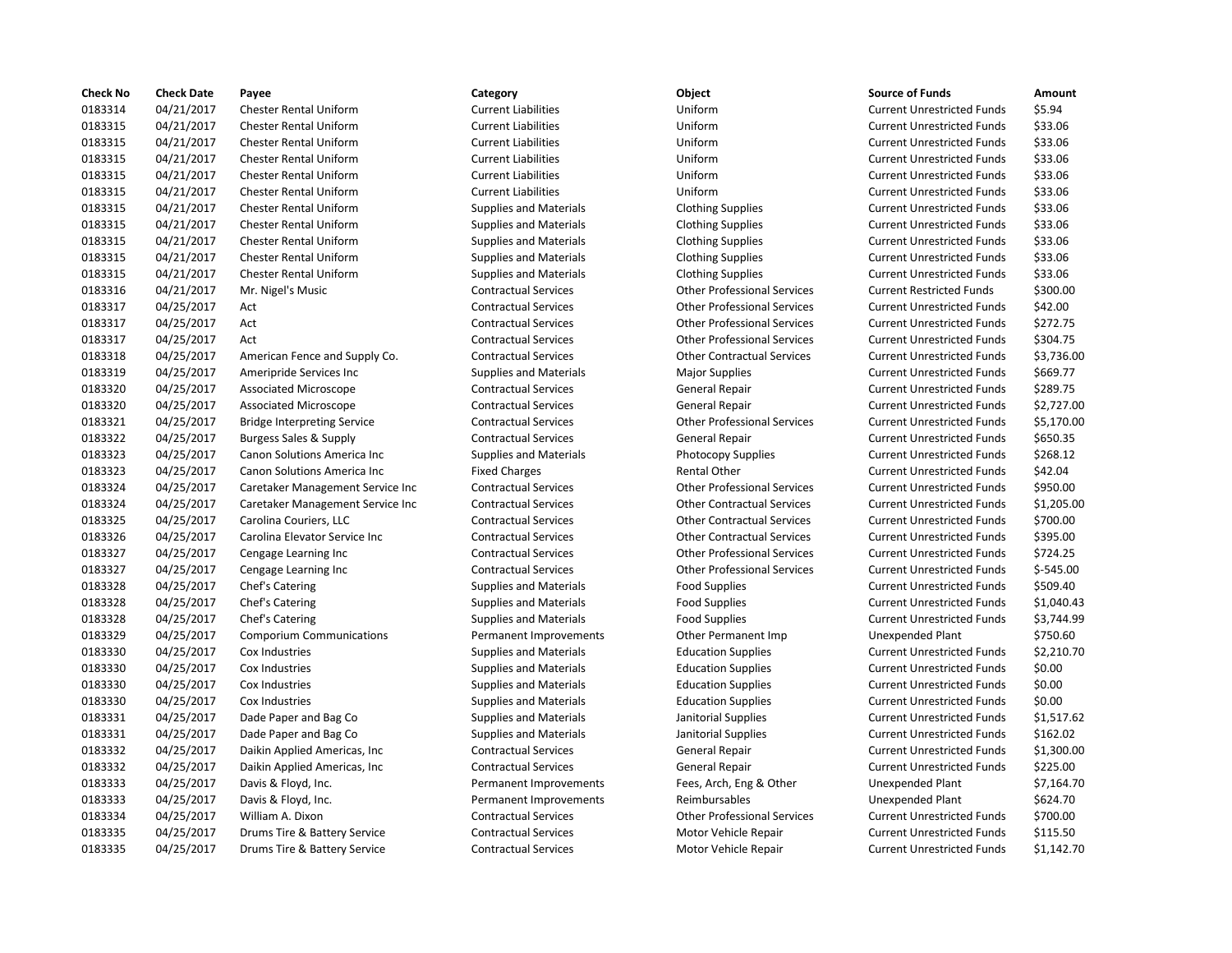| Check No | Check Date | Payee | Category | Object | Source of Funds | Amount |
|---|---|---|---|---|---|---|
| 0183314 | 04/21/2017 | Chester Rental Uniform | Current Liabilities | Uniform | Current Unrestricted Funds | $5.94 |
| 0183315 | 04/21/2017 | Chester Rental Uniform | Current Liabilities | Uniform | Current Unrestricted Funds | $33.06 |
| 0183315 | 04/21/2017 | Chester Rental Uniform | Current Liabilities | Uniform | Current Unrestricted Funds | $33.06 |
| 0183315 | 04/21/2017 | Chester Rental Uniform | Current Liabilities | Uniform | Current Unrestricted Funds | $33.06 |
| 0183315 | 04/21/2017 | Chester Rental Uniform | Current Liabilities | Uniform | Current Unrestricted Funds | $33.06 |
| 0183315 | 04/21/2017 | Chester Rental Uniform | Current Liabilities | Uniform | Current Unrestricted Funds | $33.06 |
| 0183315 | 04/21/2017 | Chester Rental Uniform | Supplies and Materials | Clothing Supplies | Current Unrestricted Funds | $33.06 |
| 0183315 | 04/21/2017 | Chester Rental Uniform | Supplies and Materials | Clothing Supplies | Current Unrestricted Funds | $33.06 |
| 0183315 | 04/21/2017 | Chester Rental Uniform | Supplies and Materials | Clothing Supplies | Current Unrestricted Funds | $33.06 |
| 0183315 | 04/21/2017 | Chester Rental Uniform | Supplies and Materials | Clothing Supplies | Current Unrestricted Funds | $33.06 |
| 0183315 | 04/21/2017 | Chester Rental Uniform | Supplies and Materials | Clothing Supplies | Current Unrestricted Funds | $33.06 |
| 0183316 | 04/21/2017 | Mr. Nigel's Music | Contractual Services | Other Professional Services | Current Restricted Funds | $300.00 |
| 0183317 | 04/25/2017 | Act | Contractual Services | Other Professional Services | Current Unrestricted Funds | $42.00 |
| 0183317 | 04/25/2017 | Act | Contractual Services | Other Professional Services | Current Unrestricted Funds | $272.75 |
| 0183317 | 04/25/2017 | Act | Contractual Services | Other Professional Services | Current Unrestricted Funds | $304.75 |
| 0183318 | 04/25/2017 | American Fence and Supply Co. | Contractual Services | Other Contractual Services | Current Unrestricted Funds | $3,736.00 |
| 0183319 | 04/25/2017 | Ameripride Services Inc | Supplies and Materials | Major Supplies | Current Unrestricted Funds | $669.77 |
| 0183320 | 04/25/2017 | Associated Microscope | Contractual Services | General Repair | Current Unrestricted Funds | $289.75 |
| 0183320 | 04/25/2017 | Associated Microscope | Contractual Services | General Repair | Current Unrestricted Funds | $2,727.00 |
| 0183321 | 04/25/2017 | Bridge Interpreting Service | Contractual Services | Other Professional Services | Current Unrestricted Funds | $5,170.00 |
| 0183322 | 04/25/2017 | Burgess Sales & Supply | Contractual Services | General Repair | Current Unrestricted Funds | $650.35 |
| 0183323 | 04/25/2017 | Canon Solutions America Inc | Supplies and Materials | Photocopy Supplies | Current Unrestricted Funds | $268.12 |
| 0183323 | 04/25/2017 | Canon Solutions America Inc | Fixed Charges | Rental Other | Current Unrestricted Funds | $42.04 |
| 0183324 | 04/25/2017 | Caretaker Management Service Inc | Contractual Services | Other Professional Services | Current Unrestricted Funds | $950.00 |
| 0183324 | 04/25/2017 | Caretaker Management Service Inc | Contractual Services | Other Contractual Services | Current Unrestricted Funds | $1,205.00 |
| 0183325 | 04/25/2017 | Carolina Couriers, LLC | Contractual Services | Other Contractual Services | Current Unrestricted Funds | $700.00 |
| 0183326 | 04/25/2017 | Carolina Elevator Service Inc | Contractual Services | Other Contractual Services | Current Unrestricted Funds | $395.00 |
| 0183327 | 04/25/2017 | Cengage Learning Inc | Contractual Services | Other Professional Services | Current Unrestricted Funds | $724.25 |
| 0183327 | 04/25/2017 | Cengage Learning Inc | Contractual Services | Other Professional Services | Current Unrestricted Funds | $-545.00 |
| 0183328 | 04/25/2017 | Chef's Catering | Supplies and Materials | Food Supplies | Current Unrestricted Funds | $509.40 |
| 0183328 | 04/25/2017 | Chef's Catering | Supplies and Materials | Food Supplies | Current Unrestricted Funds | $1,040.43 |
| 0183328 | 04/25/2017 | Chef's Catering | Supplies and Materials | Food Supplies | Current Unrestricted Funds | $3,744.99 |
| 0183329 | 04/25/2017 | Comporium Communications | Permanent Improvements | Other Permanent Imp | Unexpended Plant | $750.60 |
| 0183330 | 04/25/2017 | Cox Industries | Supplies and Materials | Education Supplies | Current Unrestricted Funds | $2,210.70 |
| 0183330 | 04/25/2017 | Cox Industries | Supplies and Materials | Education Supplies | Current Unrestricted Funds | $0.00 |
| 0183330 | 04/25/2017 | Cox Industries | Supplies and Materials | Education Supplies | Current Unrestricted Funds | $0.00 |
| 0183330 | 04/25/2017 | Cox Industries | Supplies and Materials | Education Supplies | Current Unrestricted Funds | $0.00 |
| 0183331 | 04/25/2017 | Dade Paper and Bag Co | Supplies and Materials | Janitorial Supplies | Current Unrestricted Funds | $1,517.62 |
| 0183331 | 04/25/2017 | Dade Paper and Bag Co | Supplies and Materials | Janitorial Supplies | Current Unrestricted Funds | $162.02 |
| 0183332 | 04/25/2017 | Daikin Applied Americas, Inc | Contractual Services | General Repair | Current Unrestricted Funds | $1,300.00 |
| 0183332 | 04/25/2017 | Daikin Applied Americas, Inc | Contractual Services | General Repair | Current Unrestricted Funds | $225.00 |
| 0183333 | 04/25/2017 | Davis & Floyd, Inc. | Permanent Improvements | Fees, Arch, Eng & Other | Unexpended Plant | $7,164.70 |
| 0183333 | 04/25/2017 | Davis & Floyd, Inc. | Permanent Improvements | Reimbursables | Unexpended Plant | $624.70 |
| 0183334 | 04/25/2017 | William A. Dixon | Contractual Services | Other Professional Services | Current Unrestricted Funds | $700.00 |
| 0183335 | 04/25/2017 | Drums Tire & Battery Service | Contractual Services | Motor Vehicle Repair | Current Unrestricted Funds | $115.50 |
| 0183335 | 04/25/2017 | Drums Tire & Battery Service | Contractual Services | Motor Vehicle Repair | Current Unrestricted Funds | $1,142.70 |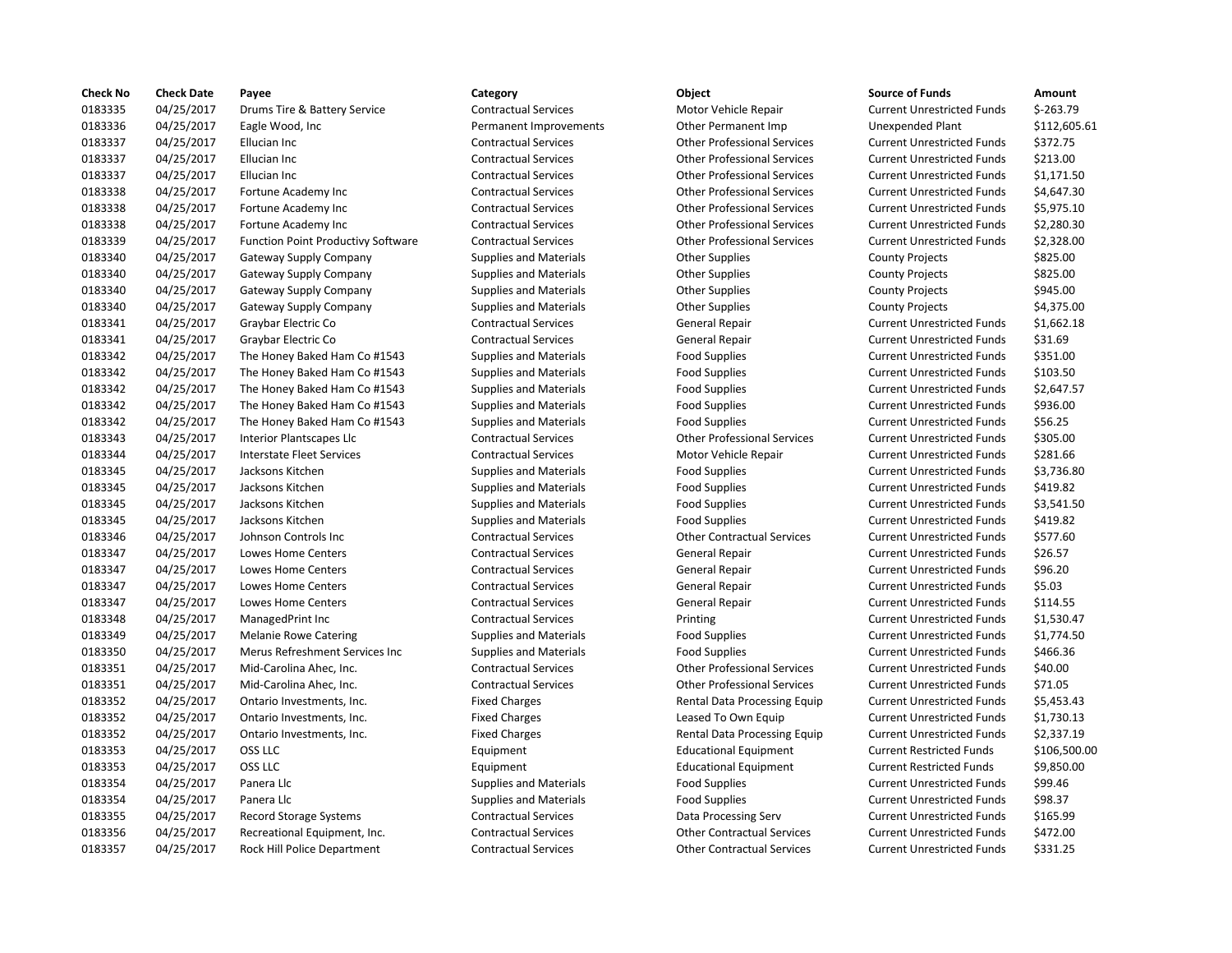| Check No | Check Date | Payee | Category | Object | Source of Funds | Amount |
| --- | --- | --- | --- | --- | --- | --- |
| 0183335 | 04/25/2017 | Drums Tire & Battery Service | Contractual Services | Motor Vehicle Repair | Current Unrestricted Funds | $-263.79 |
| 0183336 | 04/25/2017 | Eagle Wood, Inc | Permanent Improvements | Other Permanent Imp | Unexpended Plant | $112,605.61 |
| 0183337 | 04/25/2017 | Ellucian Inc | Contractual Services | Other Professional Services | Current Unrestricted Funds | $372.75 |
| 0183337 | 04/25/2017 | Ellucian Inc | Contractual Services | Other Professional Services | Current Unrestricted Funds | $213.00 |
| 0183337 | 04/25/2017 | Ellucian Inc | Contractual Services | Other Professional Services | Current Unrestricted Funds | $1,171.50 |
| 0183338 | 04/25/2017 | Fortune Academy Inc | Contractual Services | Other Professional Services | Current Unrestricted Funds | $4,647.30 |
| 0183338 | 04/25/2017 | Fortune Academy Inc | Contractual Services | Other Professional Services | Current Unrestricted Funds | $5,975.10 |
| 0183338 | 04/25/2017 | Fortune Academy Inc | Contractual Services | Other Professional Services | Current Unrestricted Funds | $2,280.30 |
| 0183339 | 04/25/2017 | Function Point Productivy Software | Contractual Services | Other Professional Services | Current Unrestricted Funds | $2,328.00 |
| 0183340 | 04/25/2017 | Gateway Supply Company | Supplies and Materials | Other Supplies | County Projects | $825.00 |
| 0183340 | 04/25/2017 | Gateway Supply Company | Supplies and Materials | Other Supplies | County Projects | $825.00 |
| 0183340 | 04/25/2017 | Gateway Supply Company | Supplies and Materials | Other Supplies | County Projects | $945.00 |
| 0183340 | 04/25/2017 | Gateway Supply Company | Supplies and Materials | Other Supplies | County Projects | $4,375.00 |
| 0183341 | 04/25/2017 | Graybar Electric Co | Contractual Services | General Repair | Current Unrestricted Funds | $1,662.18 |
| 0183341 | 04/25/2017 | Graybar Electric Co | Contractual Services | General Repair | Current Unrestricted Funds | $31.69 |
| 0183342 | 04/25/2017 | The Honey Baked Ham Co #1543 | Supplies and Materials | Food Supplies | Current Unrestricted Funds | $351.00 |
| 0183342 | 04/25/2017 | The Honey Baked Ham Co #1543 | Supplies and Materials | Food Supplies | Current Unrestricted Funds | $103.50 |
| 0183342 | 04/25/2017 | The Honey Baked Ham Co #1543 | Supplies and Materials | Food Supplies | Current Unrestricted Funds | $2,647.57 |
| 0183342 | 04/25/2017 | The Honey Baked Ham Co #1543 | Supplies and Materials | Food Supplies | Current Unrestricted Funds | $936.00 |
| 0183342 | 04/25/2017 | The Honey Baked Ham Co #1543 | Supplies and Materials | Food Supplies | Current Unrestricted Funds | $56.25 |
| 0183343 | 04/25/2017 | Interior Plantscapes Llc | Contractual Services | Other Professional Services | Current Unrestricted Funds | $305.00 |
| 0183344 | 04/25/2017 | Interstate Fleet Services | Contractual Services | Motor Vehicle Repair | Current Unrestricted Funds | $281.66 |
| 0183345 | 04/25/2017 | Jacksons Kitchen | Supplies and Materials | Food Supplies | Current Unrestricted Funds | $3,736.80 |
| 0183345 | 04/25/2017 | Jacksons Kitchen | Supplies and Materials | Food Supplies | Current Unrestricted Funds | $419.82 |
| 0183345 | 04/25/2017 | Jacksons Kitchen | Supplies and Materials | Food Supplies | Current Unrestricted Funds | $3,541.50 |
| 0183345 | 04/25/2017 | Jacksons Kitchen | Supplies and Materials | Food Supplies | Current Unrestricted Funds | $419.82 |
| 0183346 | 04/25/2017 | Johnson Controls Inc | Contractual Services | Other Contractual Services | Current Unrestricted Funds | $577.60 |
| 0183347 | 04/25/2017 | Lowes Home Centers | Contractual Services | General Repair | Current Unrestricted Funds | $26.57 |
| 0183347 | 04/25/2017 | Lowes Home Centers | Contractual Services | General Repair | Current Unrestricted Funds | $96.20 |
| 0183347 | 04/25/2017 | Lowes Home Centers | Contractual Services | General Repair | Current Unrestricted Funds | $5.03 |
| 0183347 | 04/25/2017 | Lowes Home Centers | Contractual Services | General Repair | Current Unrestricted Funds | $114.55 |
| 0183348 | 04/25/2017 | ManagedPrint Inc | Contractual Services | Printing | Current Unrestricted Funds | $1,530.47 |
| 0183349 | 04/25/2017 | Melanie Rowe Catering | Supplies and Materials | Food Supplies | Current Unrestricted Funds | $1,774.50 |
| 0183350 | 04/25/2017 | Merus Refreshment Services Inc | Supplies and Materials | Food Supplies | Current Unrestricted Funds | $466.36 |
| 0183351 | 04/25/2017 | Mid-Carolina Ahec, Inc. | Contractual Services | Other Professional Services | Current Unrestricted Funds | $40.00 |
| 0183351 | 04/25/2017 | Mid-Carolina Ahec, Inc. | Contractual Services | Other Professional Services | Current Unrestricted Funds | $71.05 |
| 0183352 | 04/25/2017 | Ontario Investments, Inc. | Fixed Charges | Rental Data Processing Equip | Current Unrestricted Funds | $5,453.43 |
| 0183352 | 04/25/2017 | Ontario Investments, Inc. | Fixed Charges | Leased To Own Equip | Current Unrestricted Funds | $1,730.13 |
| 0183352 | 04/25/2017 | Ontario Investments, Inc. | Fixed Charges | Rental Data Processing Equip | Current Unrestricted Funds | $2,337.19 |
| 0183353 | 04/25/2017 | OSS LLC | Equipment | Educational Equipment | Current Restricted Funds | $106,500.00 |
| 0183353 | 04/25/2017 | OSS LLC | Equipment | Educational Equipment | Current Restricted Funds | $9,850.00 |
| 0183354 | 04/25/2017 | Panera Llc | Supplies and Materials | Food Supplies | Current Unrestricted Funds | $99.46 |
| 0183354 | 04/25/2017 | Panera Llc | Supplies and Materials | Food Supplies | Current Unrestricted Funds | $98.37 |
| 0183355 | 04/25/2017 | Record Storage Systems | Contractual Services | Data Processing Serv | Current Unrestricted Funds | $165.99 |
| 0183356 | 04/25/2017 | Recreational Equipment, Inc. | Contractual Services | Other Contractual Services | Current Unrestricted Funds | $472.00 |
| 0183357 | 04/25/2017 | Rock Hill Police Department | Contractual Services | Other Contractual Services | Current Unrestricted Funds | $331.25 |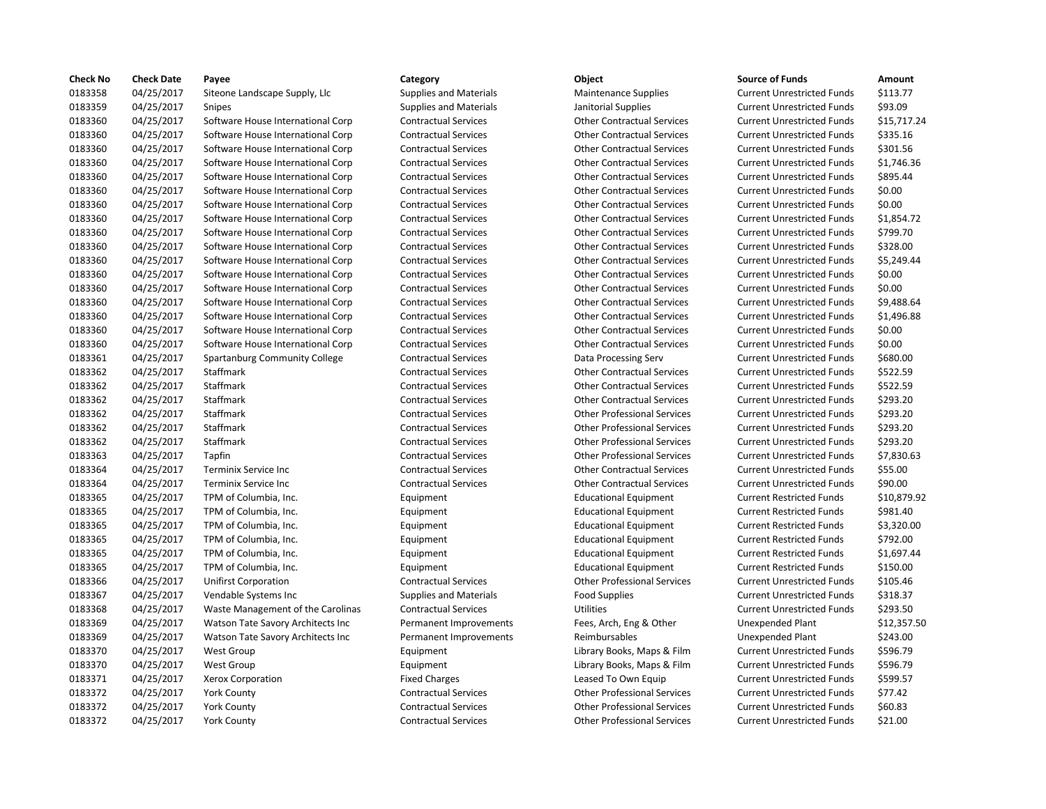| Check No | Check Date | Payee | Category | Object | Source of Funds | Amount |
|---|---|---|---|---|---|---|
| 0183358 | 04/25/2017 | Siteone Landscape Supply, Llc | Supplies and Materials | Maintenance Supplies | Current Unrestricted Funds | $113.77 |
| 0183359 | 04/25/2017 | Snipes | Supplies and Materials | Janitorial Supplies | Current Unrestricted Funds | $93.09 |
| 0183360 | 04/25/2017 | Software House International Corp | Contractual Services | Other Contractual Services | Current Unrestricted Funds | $15,717.24 |
| 0183360 | 04/25/2017 | Software House International Corp | Contractual Services | Other Contractual Services | Current Unrestricted Funds | $335.16 |
| 0183360 | 04/25/2017 | Software House International Corp | Contractual Services | Other Contractual Services | Current Unrestricted Funds | $301.56 |
| 0183360 | 04/25/2017 | Software House International Corp | Contractual Services | Other Contractual Services | Current Unrestricted Funds | $1,746.36 |
| 0183360 | 04/25/2017 | Software House International Corp | Contractual Services | Other Contractual Services | Current Unrestricted Funds | $895.44 |
| 0183360 | 04/25/2017 | Software House International Corp | Contractual Services | Other Contractual Services | Current Unrestricted Funds | $0.00 |
| 0183360 | 04/25/2017 | Software House International Corp | Contractual Services | Other Contractual Services | Current Unrestricted Funds | $0.00 |
| 0183360 | 04/25/2017 | Software House International Corp | Contractual Services | Other Contractual Services | Current Unrestricted Funds | $1,854.72 |
| 0183360 | 04/25/2017 | Software House International Corp | Contractual Services | Other Contractual Services | Current Unrestricted Funds | $799.70 |
| 0183360 | 04/25/2017 | Software House International Corp | Contractual Services | Other Contractual Services | Current Unrestricted Funds | $328.00 |
| 0183360 | 04/25/2017 | Software House International Corp | Contractual Services | Other Contractual Services | Current Unrestricted Funds | $5,249.44 |
| 0183360 | 04/25/2017 | Software House International Corp | Contractual Services | Other Contractual Services | Current Unrestricted Funds | $0.00 |
| 0183360 | 04/25/2017 | Software House International Corp | Contractual Services | Other Contractual Services | Current Unrestricted Funds | $0.00 |
| 0183360 | 04/25/2017 | Software House International Corp | Contractual Services | Other Contractual Services | Current Unrestricted Funds | $9,488.64 |
| 0183360 | 04/25/2017 | Software House International Corp | Contractual Services | Other Contractual Services | Current Unrestricted Funds | $1,496.88 |
| 0183360 | 04/25/2017 | Software House International Corp | Contractual Services | Other Contractual Services | Current Unrestricted Funds | $0.00 |
| 0183360 | 04/25/2017 | Software House International Corp | Contractual Services | Other Contractual Services | Current Unrestricted Funds | $0.00 |
| 0183361 | 04/25/2017 | Spartanburg Community College | Contractual Services | Data Processing Serv | Current Unrestricted Funds | $680.00 |
| 0183362 | 04/25/2017 | Staffmark | Contractual Services | Other Contractual Services | Current Unrestricted Funds | $522.59 |
| 0183362 | 04/25/2017 | Staffmark | Contractual Services | Other Contractual Services | Current Unrestricted Funds | $522.59 |
| 0183362 | 04/25/2017 | Staffmark | Contractual Services | Other Contractual Services | Current Unrestricted Funds | $293.20 |
| 0183362 | 04/25/2017 | Staffmark | Contractual Services | Other Professional Services | Current Unrestricted Funds | $293.20 |
| 0183362 | 04/25/2017 | Staffmark | Contractual Services | Other Professional Services | Current Unrestricted Funds | $293.20 |
| 0183362 | 04/25/2017 | Staffmark | Contractual Services | Other Professional Services | Current Unrestricted Funds | $293.20 |
| 0183363 | 04/25/2017 | Tapfin | Contractual Services | Other Professional Services | Current Unrestricted Funds | $7,830.63 |
| 0183364 | 04/25/2017 | Terminix Service Inc | Contractual Services | Other Contractual Services | Current Unrestricted Funds | $55.00 |
| 0183364 | 04/25/2017 | Terminix Service Inc | Contractual Services | Other Contractual Services | Current Unrestricted Funds | $90.00 |
| 0183365 | 04/25/2017 | TPM of Columbia, Inc. | Equipment | Educational Equipment | Current Restricted Funds | $10,879.92 |
| 0183365 | 04/25/2017 | TPM of Columbia, Inc. | Equipment | Educational Equipment | Current Restricted Funds | $981.40 |
| 0183365 | 04/25/2017 | TPM of Columbia, Inc. | Equipment | Educational Equipment | Current Restricted Funds | $3,320.00 |
| 0183365 | 04/25/2017 | TPM of Columbia, Inc. | Equipment | Educational Equipment | Current Restricted Funds | $792.00 |
| 0183365 | 04/25/2017 | TPM of Columbia, Inc. | Equipment | Educational Equipment | Current Restricted Funds | $1,697.44 |
| 0183365 | 04/25/2017 | TPM of Columbia, Inc. | Equipment | Educational Equipment | Current Restricted Funds | $150.00 |
| 0183366 | 04/25/2017 | Unifirst Corporation | Contractual Services | Other Professional Services | Current Unrestricted Funds | $105.46 |
| 0183367 | 04/25/2017 | Vendable Systems Inc | Supplies and Materials | Food Supplies | Current Unrestricted Funds | $318.37 |
| 0183368 | 04/25/2017 | Waste Management of the Carolinas | Contractual Services | Utilities | Current Unrestricted Funds | $293.50 |
| 0183369 | 04/25/2017 | Watson Tate Savory Architects Inc | Permanent Improvements | Fees, Arch, Eng & Other | Unexpended Plant | $12,357.50 |
| 0183369 | 04/25/2017 | Watson Tate Savory Architects Inc | Permanent Improvements | Reimbursables | Unexpended Plant | $243.00 |
| 0183370 | 04/25/2017 | West Group | Equipment | Library Books, Maps & Film | Current Unrestricted Funds | $596.79 |
| 0183370 | 04/25/2017 | West Group | Equipment | Library Books, Maps & Film | Current Unrestricted Funds | $596.79 |
| 0183371 | 04/25/2017 | Xerox Corporation | Fixed Charges | Leased To Own Equip | Current Unrestricted Funds | $599.57 |
| 0183372 | 04/25/2017 | York County | Contractual Services | Other Professional Services | Current Unrestricted Funds | $77.42 |
| 0183372 | 04/25/2017 | York County | Contractual Services | Other Professional Services | Current Unrestricted Funds | $60.83 |
| 0183372 | 04/25/2017 | York County | Contractual Services | Other Professional Services | Current Unrestricted Funds | $21.00 |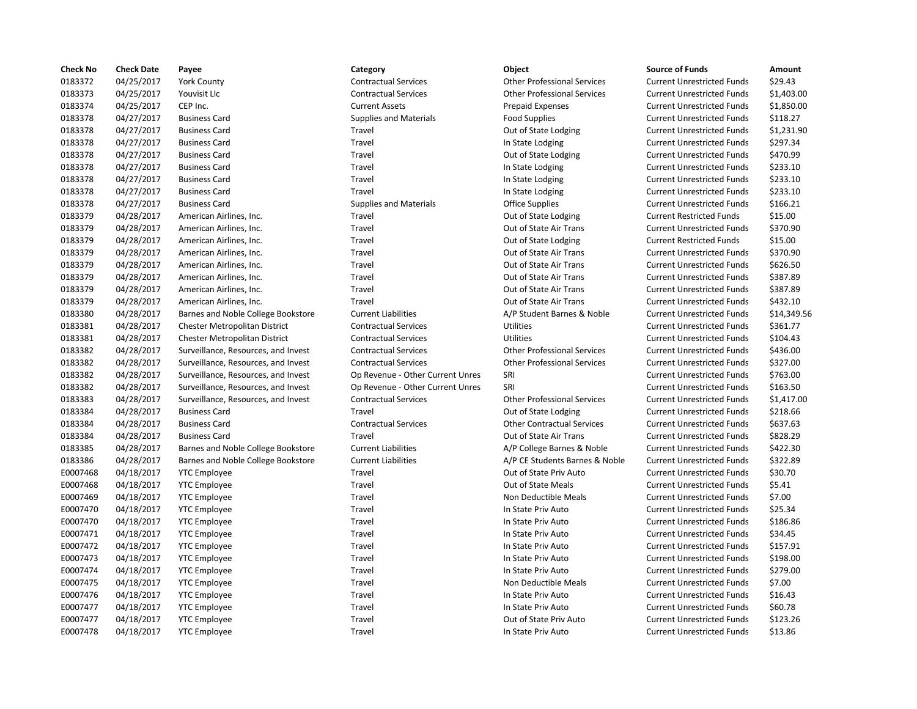| Check No | Check Date | Payee | Category | Object | Source of Funds | Amount |
|---|---|---|---|---|---|---|
| 0183372 | 04/25/2017 | York County | Contractual Services | Other Professional Services | Current Unrestricted Funds | $29.43 |
| 0183373 | 04/25/2017 | Youvisit Llc | Contractual Services | Other Professional Services | Current Unrestricted Funds | $1,403.00 |
| 0183374 | 04/25/2017 | CEP Inc. | Current Assets | Prepaid Expenses | Current Unrestricted Funds | $1,850.00 |
| 0183378 | 04/27/2017 | Business Card | Supplies and Materials | Food Supplies | Current Unrestricted Funds | $118.27 |
| 0183378 | 04/27/2017 | Business Card | Travel | Out of State Lodging | Current Unrestricted Funds | $1,231.90 |
| 0183378 | 04/27/2017 | Business Card | Travel | In State Lodging | Current Unrestricted Funds | $297.34 |
| 0183378 | 04/27/2017 | Business Card | Travel | Out of State Lodging | Current Unrestricted Funds | $470.99 |
| 0183378 | 04/27/2017 | Business Card | Travel | In State Lodging | Current Unrestricted Funds | $233.10 |
| 0183378 | 04/27/2017 | Business Card | Travel | In State Lodging | Current Unrestricted Funds | $233.10 |
| 0183378 | 04/27/2017 | Business Card | Travel | In State Lodging | Current Unrestricted Funds | $233.10 |
| 0183378 | 04/27/2017 | Business Card | Supplies and Materials | Office Supplies | Current Unrestricted Funds | $166.21 |
| 0183379 | 04/28/2017 | American Airlines, Inc. | Travel | Out of State Lodging | Current Restricted Funds | $15.00 |
| 0183379 | 04/28/2017 | American Airlines, Inc. | Travel | Out of State Air Trans | Current Unrestricted Funds | $370.90 |
| 0183379 | 04/28/2017 | American Airlines, Inc. | Travel | Out of State Lodging | Current Restricted Funds | $15.00 |
| 0183379 | 04/28/2017 | American Airlines, Inc. | Travel | Out of State Air Trans | Current Unrestricted Funds | $370.90 |
| 0183379 | 04/28/2017 | American Airlines, Inc. | Travel | Out of State Air Trans | Current Unrestricted Funds | $626.50 |
| 0183379 | 04/28/2017 | American Airlines, Inc. | Travel | Out of State Air Trans | Current Unrestricted Funds | $387.89 |
| 0183379 | 04/28/2017 | American Airlines, Inc. | Travel | Out of State Air Trans | Current Unrestricted Funds | $387.89 |
| 0183379 | 04/28/2017 | American Airlines, Inc. | Travel | Out of State Air Trans | Current Unrestricted Funds | $432.10 |
| 0183380 | 04/28/2017 | Barnes and Noble College Bookstore | Current Liabilities | A/P Student Barnes & Noble | Current Unrestricted Funds | $14,349.56 |
| 0183381 | 04/28/2017 | Chester Metropolitan District | Contractual Services | Utilities | Current Unrestricted Funds | $361.77 |
| 0183381 | 04/28/2017 | Chester Metropolitan District | Contractual Services | Utilities | Current Unrestricted Funds | $104.43 |
| 0183382 | 04/28/2017 | Surveillance, Resources, and Invest | Contractual Services | Other Professional Services | Current Unrestricted Funds | $436.00 |
| 0183382 | 04/28/2017 | Surveillance, Resources, and Invest | Contractual Services | Other Professional Services | Current Unrestricted Funds | $327.00 |
| 0183382 | 04/28/2017 | Surveillance, Resources, and Invest | Op Revenue - Other Current Unres | SRI | Current Unrestricted Funds | $763.00 |
| 0183382 | 04/28/2017 | Surveillance, Resources, and Invest | Op Revenue - Other Current Unres | SRI | Current Unrestricted Funds | $163.50 |
| 0183383 | 04/28/2017 | Surveillance, Resources, and Invest | Contractual Services | Other Professional Services | Current Unrestricted Funds | $1,417.00 |
| 0183384 | 04/28/2017 | Business Card | Travel | Out of State Lodging | Current Unrestricted Funds | $218.66 |
| 0183384 | 04/28/2017 | Business Card | Contractual Services | Other Contractual Services | Current Unrestricted Funds | $637.63 |
| 0183384 | 04/28/2017 | Business Card | Travel | Out of State Air Trans | Current Unrestricted Funds | $828.29 |
| 0183385 | 04/28/2017 | Barnes and Noble College Bookstore | Current Liabilities | A/P College Barnes & Noble | Current Unrestricted Funds | $422.30 |
| 0183386 | 04/28/2017 | Barnes and Noble College Bookstore | Current Liabilities | A/P CE Students Barnes & Noble | Current Unrestricted Funds | $322.89 |
| E0007468 | 04/18/2017 | YTC Employee | Travel | Out of State Priv Auto | Current Unrestricted Funds | $30.70 |
| E0007468 | 04/18/2017 | YTC Employee | Travel | Out of State Meals | Current Unrestricted Funds | $5.41 |
| E0007469 | 04/18/2017 | YTC Employee | Travel | Non Deductible Meals | Current Unrestricted Funds | $7.00 |
| E0007470 | 04/18/2017 | YTC Employee | Travel | In State Priv Auto | Current Unrestricted Funds | $25.34 |
| E0007470 | 04/18/2017 | YTC Employee | Travel | In State Priv Auto | Current Unrestricted Funds | $186.86 |
| E0007471 | 04/18/2017 | YTC Employee | Travel | In State Priv Auto | Current Unrestricted Funds | $34.45 |
| E0007472 | 04/18/2017 | YTC Employee | Travel | In State Priv Auto | Current Unrestricted Funds | $157.91 |
| E0007473 | 04/18/2017 | YTC Employee | Travel | In State Priv Auto | Current Unrestricted Funds | $198.00 |
| E0007474 | 04/18/2017 | YTC Employee | Travel | In State Priv Auto | Current Unrestricted Funds | $279.00 |
| E0007475 | 04/18/2017 | YTC Employee | Travel | Non Deductible Meals | Current Unrestricted Funds | $7.00 |
| E0007476 | 04/18/2017 | YTC Employee | Travel | In State Priv Auto | Current Unrestricted Funds | $16.43 |
| E0007477 | 04/18/2017 | YTC Employee | Travel | In State Priv Auto | Current Unrestricted Funds | $60.78 |
| E0007477 | 04/18/2017 | YTC Employee | Travel | Out of State Priv Auto | Current Unrestricted Funds | $123.26 |
| E0007478 | 04/18/2017 | YTC Employee | Travel | In State Priv Auto | Current Unrestricted Funds | $13.86 |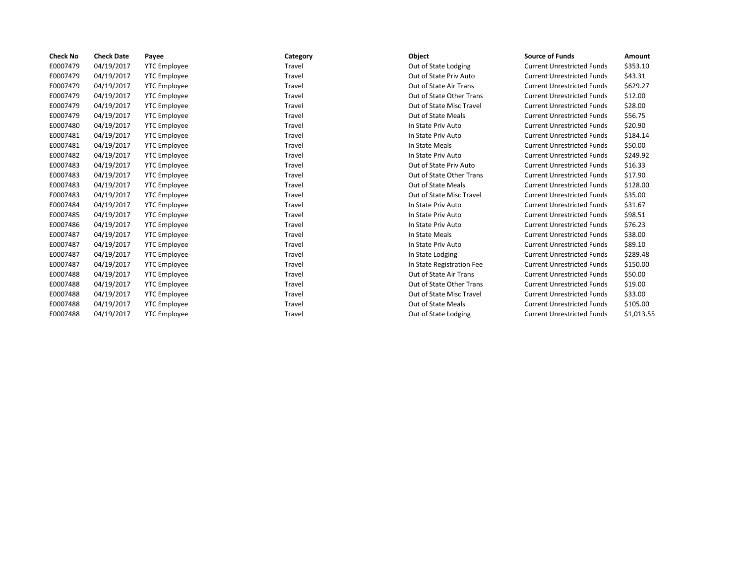| Check No | Check Date | Payee | Category | Object | Source of Funds | Amount |
|---|---|---|---|---|---|---|
| E0007479 | 04/19/2017 | YTC Employee | Travel | Out of State Lodging | Current Unrestricted Funds | $353.10 |
| E0007479 | 04/19/2017 | YTC Employee | Travel | Out of State Priv Auto | Current Unrestricted Funds | $43.31 |
| E0007479 | 04/19/2017 | YTC Employee | Travel | Out of State Air Trans | Current Unrestricted Funds | $629.27 |
| E0007479 | 04/19/2017 | YTC Employee | Travel | Out of State Other Trans | Current Unrestricted Funds | $12.00 |
| E0007479 | 04/19/2017 | YTC Employee | Travel | Out of State Misc Travel | Current Unrestricted Funds | $28.00 |
| E0007479 | 04/19/2017 | YTC Employee | Travel | Out of State Meals | Current Unrestricted Funds | $56.75 |
| E0007480 | 04/19/2017 | YTC Employee | Travel | In State Priv Auto | Current Unrestricted Funds | $20.90 |
| E0007481 | 04/19/2017 | YTC Employee | Travel | In State Priv Auto | Current Unrestricted Funds | $184.14 |
| E0007481 | 04/19/2017 | YTC Employee | Travel | In State Meals | Current Unrestricted Funds | $50.00 |
| E0007482 | 04/19/2017 | YTC Employee | Travel | In State Priv Auto | Current Unrestricted Funds | $249.92 |
| E0007483 | 04/19/2017 | YTC Employee | Travel | Out of State Priv Auto | Current Unrestricted Funds | $16.33 |
| E0007483 | 04/19/2017 | YTC Employee | Travel | Out of State Other Trans | Current Unrestricted Funds | $17.90 |
| E0007483 | 04/19/2017 | YTC Employee | Travel | Out of State Meals | Current Unrestricted Funds | $128.00 |
| E0007483 | 04/19/2017 | YTC Employee | Travel | Out of State Misc Travel | Current Unrestricted Funds | $35.00 |
| E0007484 | 04/19/2017 | YTC Employee | Travel | In State Priv Auto | Current Unrestricted Funds | $31.67 |
| E0007485 | 04/19/2017 | YTC Employee | Travel | In State Priv Auto | Current Unrestricted Funds | $98.51 |
| E0007486 | 04/19/2017 | YTC Employee | Travel | In State Priv Auto | Current Unrestricted Funds | $76.23 |
| E0007487 | 04/19/2017 | YTC Employee | Travel | In State Meals | Current Unrestricted Funds | $38.00 |
| E0007487 | 04/19/2017 | YTC Employee | Travel | In State Priv Auto | Current Unrestricted Funds | $89.10 |
| E0007487 | 04/19/2017 | YTC Employee | Travel | In State Lodging | Current Unrestricted Funds | $289.48 |
| E0007487 | 04/19/2017 | YTC Employee | Travel | In State Registration Fee | Current Unrestricted Funds | $150.00 |
| E0007488 | 04/19/2017 | YTC Employee | Travel | Out of State Air Trans | Current Unrestricted Funds | $50.00 |
| E0007488 | 04/19/2017 | YTC Employee | Travel | Out of State Other Trans | Current Unrestricted Funds | $19.00 |
| E0007488 | 04/19/2017 | YTC Employee | Travel | Out of State Misc Travel | Current Unrestricted Funds | $33.00 |
| E0007488 | 04/19/2017 | YTC Employee | Travel | Out of State Meals | Current Unrestricted Funds | $105.00 |
| E0007488 | 04/19/2017 | YTC Employee | Travel | Out of State Lodging | Current Unrestricted Funds | $1,013.55 |